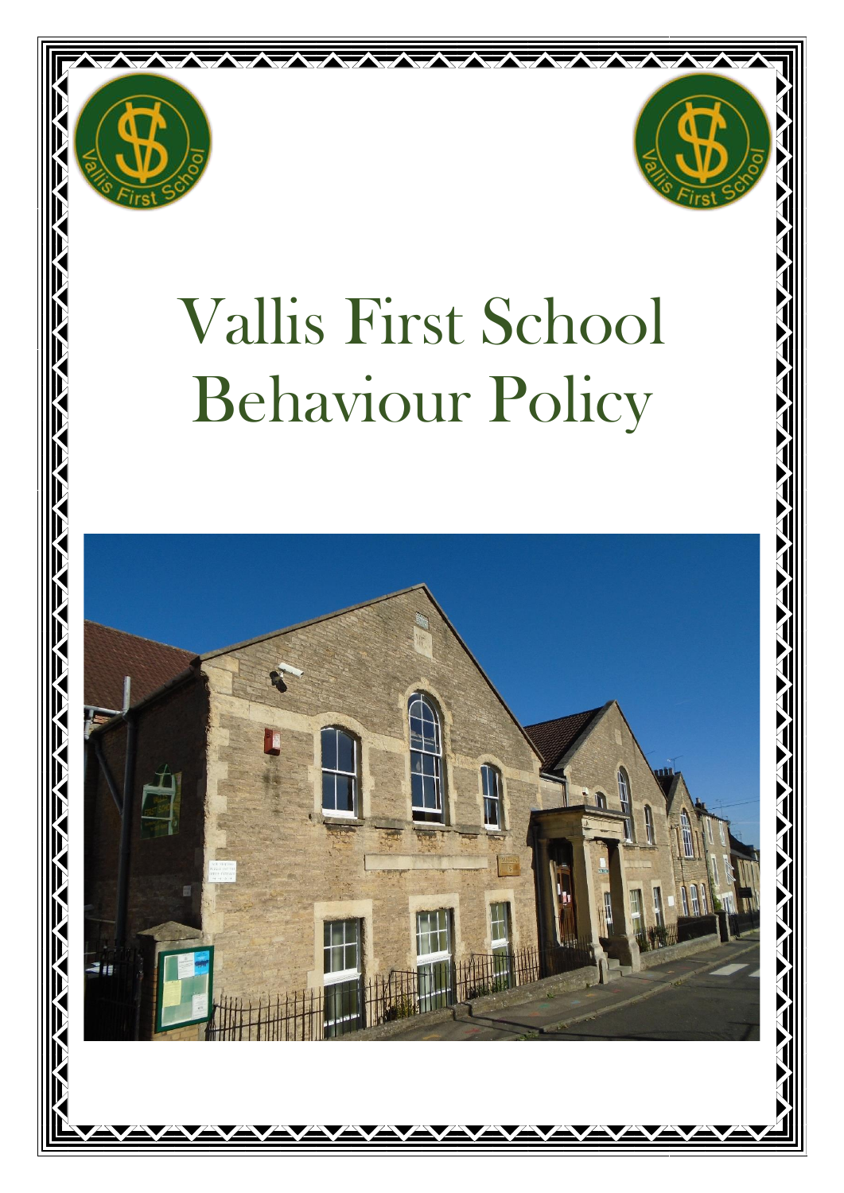# Vallis First School Behaviour Policy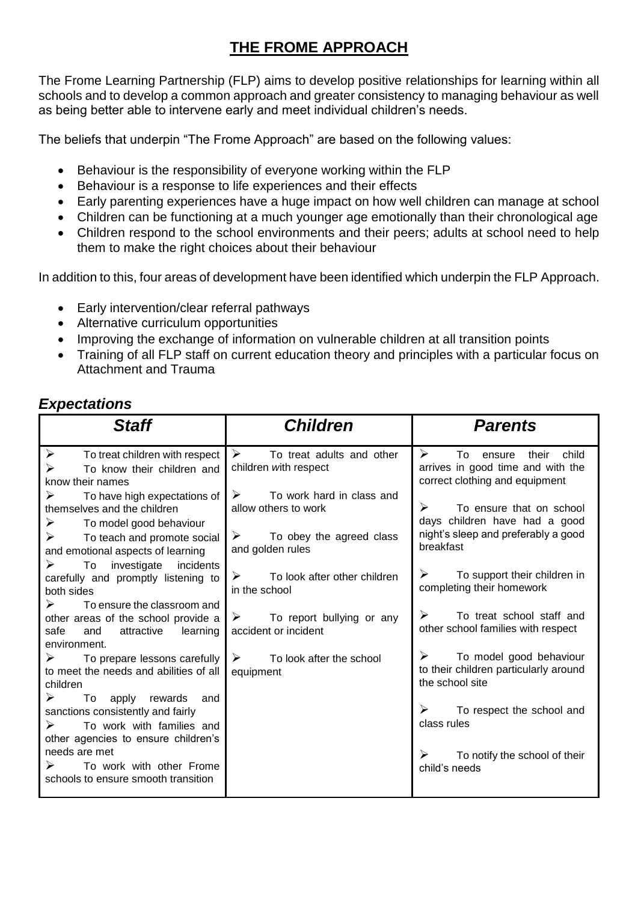# THE FROME APPROACH

The Frome Learning Partnership (FLP) aims to develop positive relationships for learning within all schools and to develop a common approach and greater consistency to managing behaviour as well as being better able to intervene early and meet individual children's needs.

The beliefs that underpin "The Frome Approach" are based on the following values:

- Behaviour is the responsibility of everyone working within the FLP
- Behaviour is a response to life experiences and their effects
- Early parenting experiences have a huge impact on how well children can manage at school
- Children can be functioning at a much younger age emotionally than their chronological age
- Children respond to the school environments and their peers; adults at school need to help them to make the right choices about their behaviour

In addition to this, four areas of development have been identified which underpin the FLP Approach.

- Early intervention/clear referral pathways
- Alternative curriculum opportunities
- Improving the exchange of information on vulnerable children at all transition points
- Training of all FLP staff on current education theory and principles with a particular focus on Attachment and Trauma

## *Expectations*

| ***Staff*** | ***Children*** | ***Parents*** |
|---|---|---|
| ➢ To treat children with respect<br>➢ To know their children and know their names<br>➢ To have high expectations of themselves and the children<br>➢ To model good behaviour<br>➢ To teach and promote social and emotional aspects of learning<br>➢ To investigate incidents carefully and promptly listening to both sides<br>➢ To ensure the classroom and other areas of the school provide a safe and attractive learning environment.<br>➢ To prepare lessons carefully to meet the needs and abilities of all children<br>➢ To apply rewards and sanctions consistently and fairly<br>➢ To work with families and other agencies to ensure children's needs are met<br>➢ To work with other Frome schools to ensure smooth transition | ➢ To treat adults and other children *w*ith respect<br>➢ To work hard in class and allow others to work<br>➢ To obey the agreed class and golden rules<br>➢ To look after other children in the school<br>➢ To report bullying or any accident or incident<br>➢ To look after the school equipment | ➢ To ensure their child arrives in good time and with the correct clothing and equipment<br>➢ To ensure that on school days children have had a good night's sleep and preferably a good breakfast<br>➢ To support their children in completing their homework<br>➢ To treat school staff and other school families with respect<br>➢ To model good behaviour to their children particularly around the school site<br>➢ To respect the school and class rules<br>➢ To notify the school of their child's needs |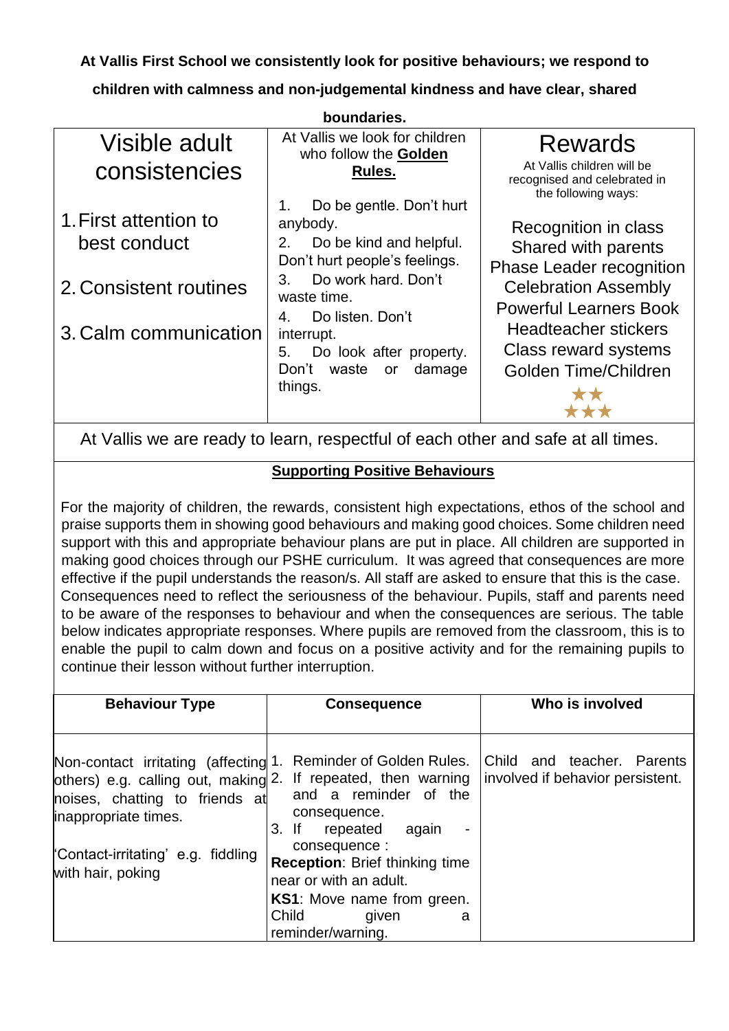**At Vallis First School we consistently look for positive behaviours; we respond to children with calmness and non-judgemental kindness and have clear, shared boundaries.**

| Visible adult consistencies | At Vallis we look for children who follow the **Golden Rules.** | Rewards |
|---|---|---|
| 1. First attention to best conduct<br>2. Consistent routines<br>3. Calm communication | 1. Do be gentle. Don't hurt anybody.<br>2. Do be kind and helpful. Don't hurt people's feelings.<br>3. Do work hard. Don't waste time.<br>4. Do listen. Don't interrupt.<br>5. Do look after property. Don't waste or damage things. | At Vallis children will be recognised and celebrated in the following ways:<br>Recognition in class<br>Shared with parents<br>Phase Leader recognition<br>Celebration Assembly<br>Powerful Learners Book<br>Headteacher stickers<br>Class reward systems<br>Golden Time/Children<br>★★<br>★★★ |

At Vallis we are ready to learn, respectful of each other and safe at all times.

## Supporting Positive Behaviours

For the majority of children, the rewards, consistent high expectations, ethos of the school and praise supports them in showing good behaviours and making good choices. Some children need support with this and appropriate behaviour plans are put in place. All children are supported in making good choices through our PSHE curriculum. It was agreed that consequences are more effective if the pupil understands the reason/s. All staff are asked to ensure that this is the case. Consequences need to reflect the seriousness of the behaviour. Pupils, staff and parents need to be aware of the responses to behaviour and when the consequences are serious. The table below indicates appropriate responses. Where pupils are removed from the classroom, this is to enable the pupil to calm down and focus on a positive activity and for the remaining pupils to continue their lesson without further interruption.

| Behaviour Type | Consequence | Who is involved |
|---|---|---|
| Non-contact irritating (affecting others) e.g. calling out, making noises, chatting to friends at inappropriate times.<br><br>'Contact-irritating' e.g. fiddling with hair, poking | 1. Reminder of Golden Rules.<br>2. If repeated, then warning and a reminder of the consequence.<br>3. If repeated again - consequence :<br>**Reception**: Brief thinking time near or with an adult.<br>**KS1**: Move name from green. Child given a reminder/warning. | Child and teacher. Parents involved if behavior persistent. |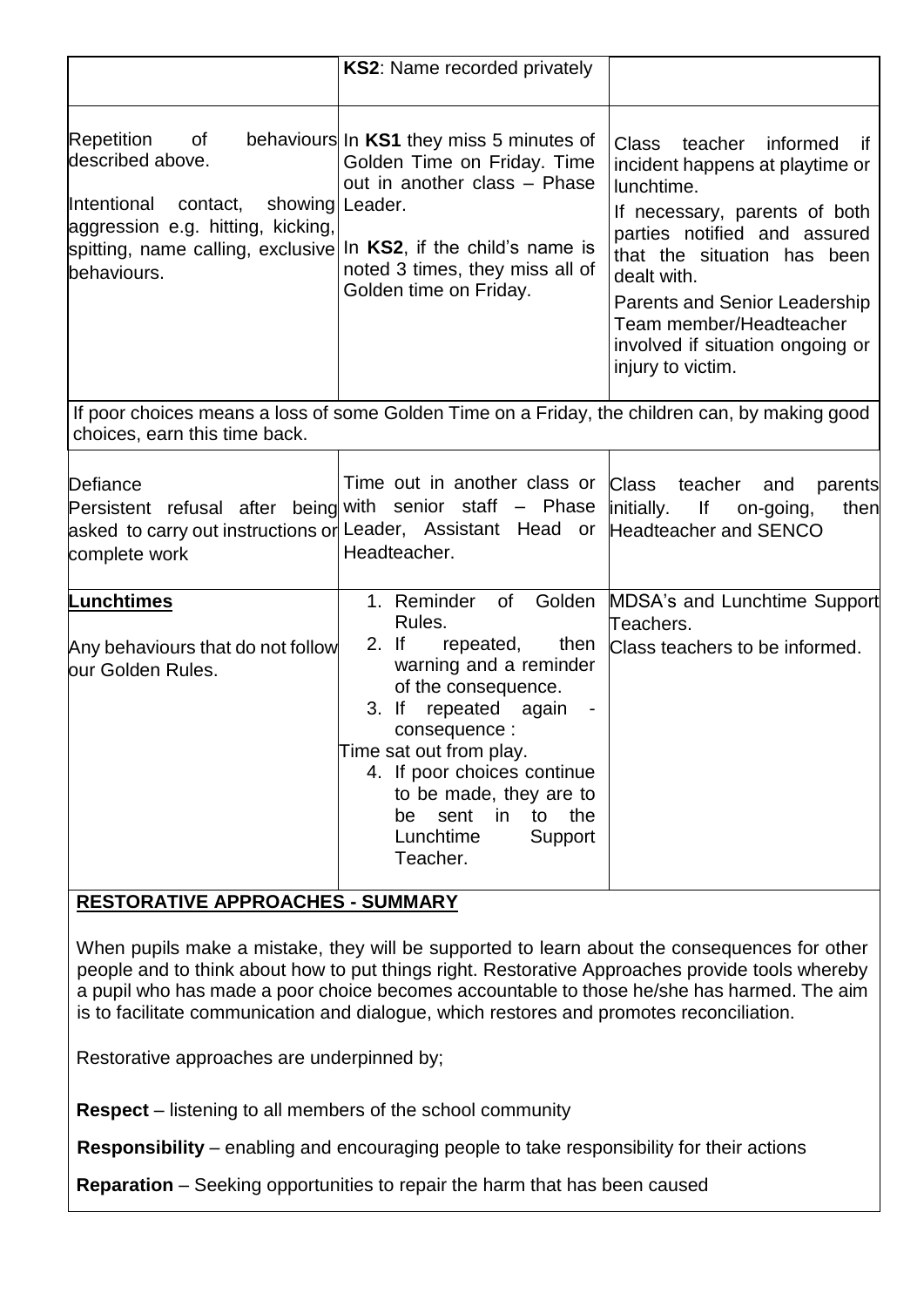| | | |
|---|---|---|
| | **KS2**: Name recorded privately | |
| Repetition of behaviours described above.<br><br>Intentional contact, showing aggression e.g. hitting, kicking, spitting, name calling, exclusive behaviours. | In **KS1** they miss 5 minutes of Golden Time on Friday. Time out in another class – Phase Leader.<br><br>In **KS2**, if the child's name is noted 3 times, they miss all of Golden time on Friday. | Class teacher informed if incident happens at playtime or lunchtime.<br><br>If necessary, parents of both parties notified and assured that the situation has been dealt with.<br><br>Parents and Senior Leadership Team member/Headteacher involved if situation ongoing or injury to victim. |
| If poor choices means a loss of some Golden Time on a Friday, the children can, by making good choices, earn this time back. | | |
| Defiance<br>Persistent refusal after being asked to carry out instructions or complete work | Time out in another class or with senior staff – Phase Leader, Assistant Head or Headteacher. | Class teacher and parents initially. If on-going, then Headteacher and SENCO |
| **Lunchtimes**<br><br>Any behaviours that do not follow our Golden Rules. | 1. Reminder of Golden Rules.<br>2. If repeated, then warning and a reminder of the consequence.<br>3. If repeated again - consequence :<br>Time sat out from play.<br>4. If poor choices continue to be made, they are to be sent in to the Lunchtime Support Teacher. | MDSA's and Lunchtime Support Teachers.<br>Class teachers to be informed. |

## RESTORATIVE APPROACHES - SUMMARY

When pupils make a mistake, they will be supported to learn about the consequences for other people and to think about how to put things right. Restorative Approaches provide tools whereby a pupil who has made a poor choice becomes accountable to those he/she has harmed. The aim is to facilitate communication and dialogue, which restores and promotes reconciliation.

Restorative approaches are underpinned by;

**Respect** – listening to all members of the school community

**Responsibility** – enabling and encouraging people to take responsibility for their actions

**Reparation** – Seeking opportunities to repair the harm that has been caused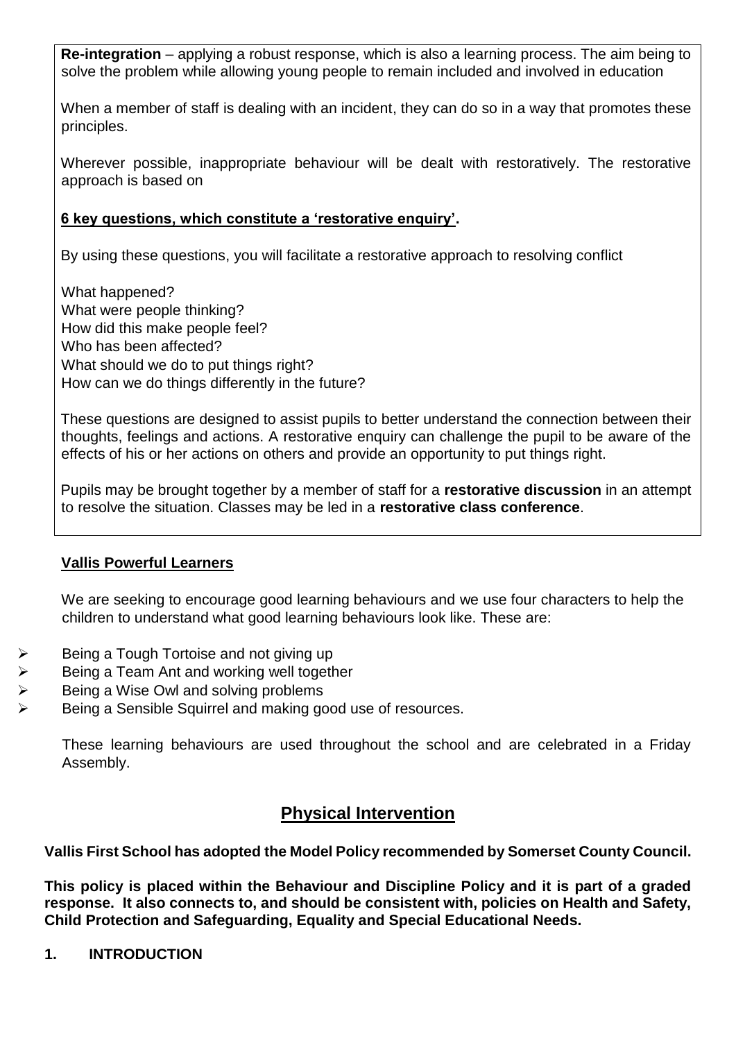**Re-integration** – applying a robust response, which is also a learning process. The aim being to solve the problem while allowing young people to remain included and involved in education

When a member of staff is dealing with an incident, they can do so in a way that promotes these principles.

Wherever possible, inappropriate behaviour will be dealt with restoratively. The restorative approach is based on

**6 key questions, which constitute a 'restorative enquiry'.**

By using these questions, you will facilitate a restorative approach to resolving conflict

What happened?
What were people thinking?
How did this make people feel?
Who has been affected?
What should we do to put things right?
How can we do things differently in the future?

These questions are designed to assist pupils to better understand the connection between their thoughts, feelings and actions. A restorative enquiry can challenge the pupil to be aware of the effects of his or her actions on others and provide an opportunity to put things right.

Pupils may be brought together by a member of staff for a **restorative discussion** in an attempt to resolve the situation. Classes may be led in a **restorative class conference**.

**Vallis Powerful Learners**

We are seeking to encourage good learning behaviours and we use four characters to help the children to understand what good learning behaviours look like. These are:

- Being a Tough Tortoise and not giving up
- Being a Team Ant and working well together
- Being a Wise Owl and solving problems
- Being a Sensible Squirrel and making good use of resources.

These learning behaviours are used throughout the school and are celebrated in a Friday Assembly.

## Physical Intervention

**Vallis First School has adopted the Model Policy recommended by Somerset County Council.**

**This policy is placed within the Behaviour and Discipline Policy and it is part of a graded response. It also connects to, and should be consistent with, policies on Health and Safety, Child Protection and Safeguarding, Equality and Special Educational Needs.**

**1. INTRODUCTION**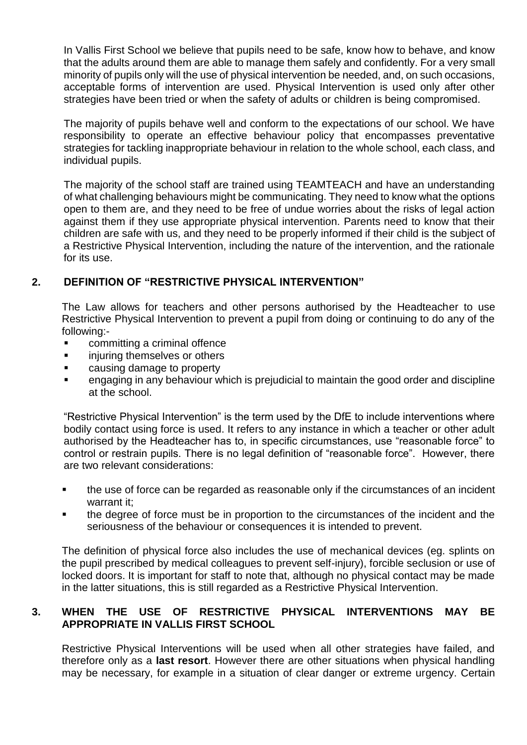In Vallis First School we believe that pupils need to be safe, know how to behave, and know that the adults around them are able to manage them safely and confidently. For a very small minority of pupils only will the use of physical intervention be needed, and, on such occasions, acceptable forms of intervention are used. Physical Intervention is used only after other strategies have been tried or when the safety of adults or children is being compromised.

The majority of pupils behave well and conform to the expectations of our school. We have responsibility to operate an effective behaviour policy that encompasses preventative strategies for tackling inappropriate behaviour in relation to the whole school, each class, and individual pupils.

The majority of the school staff are trained using TEAMTEACH and have an understanding of what challenging behaviours might be communicating. They need to know what the options open to them are, and they need to be free of undue worries about the risks of legal action against them if they use appropriate physical intervention. Parents need to know that their children are safe with us, and they need to be properly informed if their child is the subject of a Restrictive Physical Intervention, including the nature of the intervention, and the rationale for its use.

## 2. DEFINITION OF "RESTRICTIVE PHYSICAL INTERVENTION"

The Law allows for teachers and other persons authorised by the Headteacher to use Restrictive Physical Intervention to prevent a pupil from doing or continuing to do any of the following:-

- committing a criminal offence
- injuring themselves or others
- causing damage to property
- engaging in any behaviour which is prejudicial to maintain the good order and discipline at the school.

"Restrictive Physical Intervention" is the term used by the DfE to include interventions where bodily contact using force is used. It refers to any instance in which a teacher or other adult authorised by the Headteacher has to, in specific circumstances, use "reasonable force" to control or restrain pupils. There is no legal definition of "reasonable force". However, there are two relevant considerations:

- the use of force can be regarded as reasonable only if the circumstances of an incident warrant it;
- the degree of force must be in proportion to the circumstances of the incident and the seriousness of the behaviour or consequences it is intended to prevent.

The definition of physical force also includes the use of mechanical devices (eg. splints on the pupil prescribed by medical colleagues to prevent self-injury), forcible seclusion or use of locked doors. It is important for staff to note that, although no physical contact may be made in the latter situations, this is still regarded as a Restrictive Physical Intervention.

## 3. WHEN THE USE OF RESTRICTIVE PHYSICAL INTERVENTIONS MAY BE APPROPRIATE IN VALLIS FIRST SCHOOL

Restrictive Physical Interventions will be used when all other strategies have failed, and therefore only as a **last resort**. However there are other situations when physical handling may be necessary, for example in a situation of clear danger or extreme urgency. Certain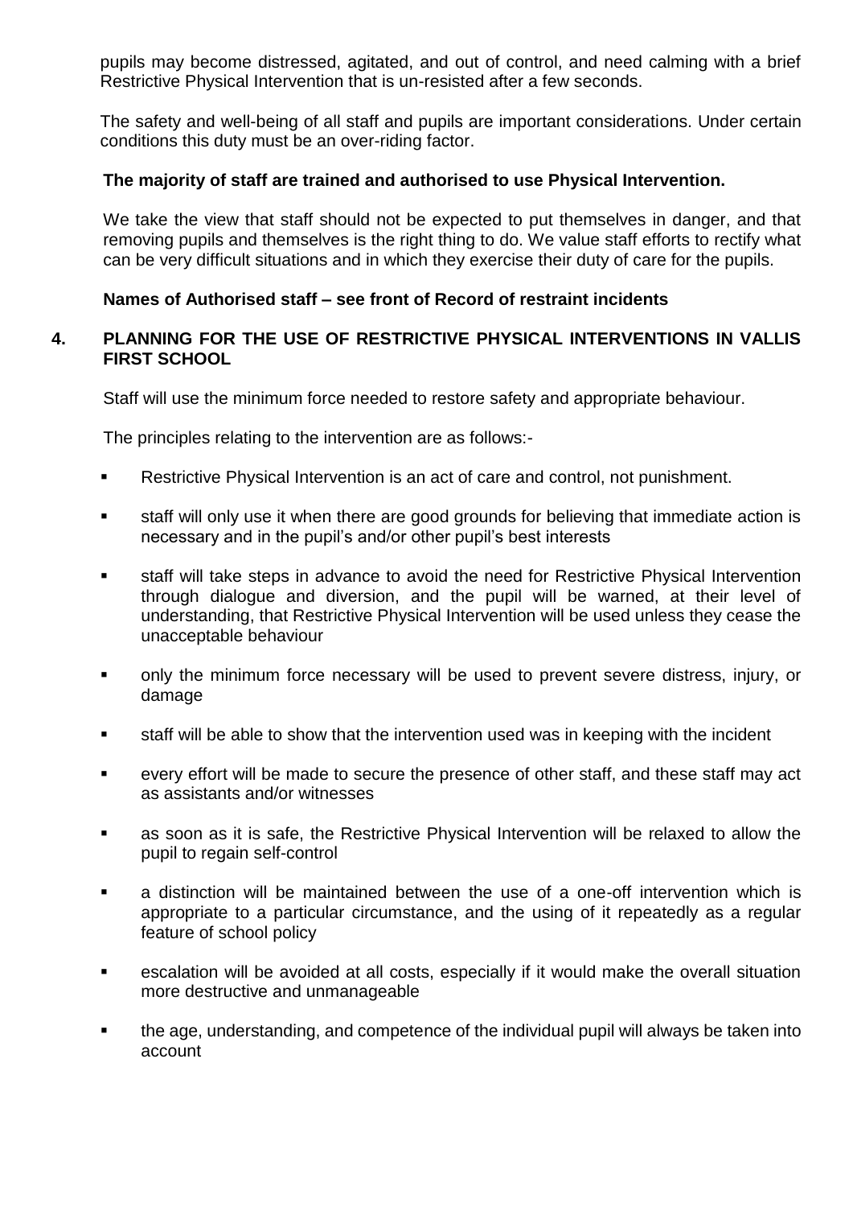pupils may become distressed, agitated, and out of control, and need calming with a brief Restrictive Physical Intervention that is un-resisted after a few seconds.

The safety and well-being of all staff and pupils are important considerations. Under certain conditions this duty must be an over-riding factor.

**The majority of staff are trained and authorised to use Physical Intervention.**

We take the view that staff should not be expected to put themselves in danger, and that removing pupils and themselves is the right thing to do. We value staff efforts to rectify what can be very difficult situations and in which they exercise their duty of care for the pupils.

**Names of Authorised staff – see front of Record of restraint incidents**

## 4. PLANNING FOR THE USE OF RESTRICTIVE PHYSICAL INTERVENTIONS IN VALLIS FIRST SCHOOL

Staff will use the minimum force needed to restore safety and appropriate behaviour.

The principles relating to the intervention are as follows:-

- Restrictive Physical Intervention is an act of care and control, not punishment.
- staff will only use it when there are good grounds for believing that immediate action is necessary and in the pupil's and/or other pupil's best interests
- staff will take steps in advance to avoid the need for Restrictive Physical Intervention through dialogue and diversion, and the pupil will be warned, at their level of understanding, that Restrictive Physical Intervention will be used unless they cease the unacceptable behaviour
- only the minimum force necessary will be used to prevent severe distress, injury, or damage
- staff will be able to show that the intervention used was in keeping with the incident
- every effort will be made to secure the presence of other staff, and these staff may act as assistants and/or witnesses
- as soon as it is safe, the Restrictive Physical Intervention will be relaxed to allow the pupil to regain self-control
- a distinction will be maintained between the use of a one-off intervention which is appropriate to a particular circumstance, and the using of it repeatedly as a regular feature of school policy
- escalation will be avoided at all costs, especially if it would make the overall situation more destructive and unmanageable
- the age, understanding, and competence of the individual pupil will always be taken into account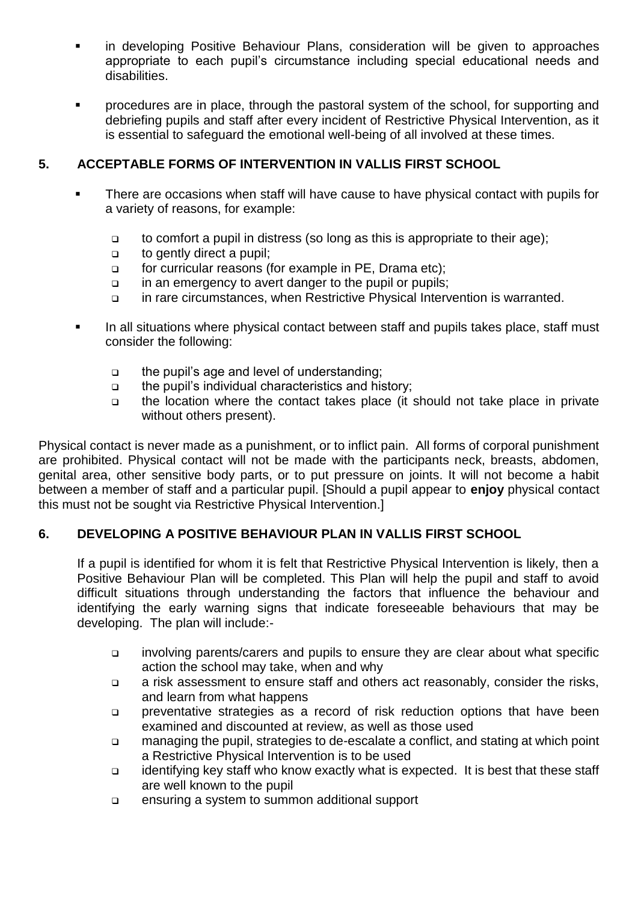- in developing Positive Behaviour Plans, consideration will be given to approaches appropriate to each pupil's circumstance including special educational needs and disabilities.

- procedures are in place, through the pastoral system of the school, for supporting and debriefing pupils and staff after every incident of Restrictive Physical Intervention, as it is essential to safeguard the emotional well-being of all involved at these times.

## 5. ACCEPTABLE FORMS OF INTERVENTION IN VALLIS FIRST SCHOOL

- There are occasions when staff will have cause to have physical contact with pupils for a variety of reasons, for example:

  - to comfort a pupil in distress (so long as this is appropriate to their age);
  - to gently direct a pupil;
  - for curricular reasons (for example in PE, Drama etc);
  - in an emergency to avert danger to the pupil or pupils;
  - in rare circumstances, when Restrictive Physical Intervention is warranted.

- In all situations where physical contact between staff and pupils takes place, staff must consider the following:

  - the pupil's age and level of understanding;
  - the pupil's individual characteristics and history;
  - the location where the contact takes place (it should not take place in private without others present).

Physical contact is never made as a punishment, or to inflict pain. All forms of corporal punishment are prohibited. Physical contact will not be made with the participants neck, breasts, abdomen, genital area, other sensitive body parts, or to put pressure on joints. It will not become a habit between a member of staff and a particular pupil. [Should a pupil appear to **enjoy** physical contact this must not be sought via Restrictive Physical Intervention.]

## 6. DEVELOPING A POSITIVE BEHAVIOUR PLAN IN VALLIS FIRST SCHOOL

If a pupil is identified for whom it is felt that Restrictive Physical Intervention is likely, then a Positive Behaviour Plan will be completed. This Plan will help the pupil and staff to avoid difficult situations through understanding the factors that influence the behaviour and identifying the early warning signs that indicate foreseeable behaviours that may be developing. The plan will include:-

- involving parents/carers and pupils to ensure they are clear about what specific action the school may take, when and why
- a risk assessment to ensure staff and others act reasonably, consider the risks, and learn from what happens
- preventative strategies as a record of risk reduction options that have been examined and discounted at review, as well as those used
- managing the pupil, strategies to de-escalate a conflict, and stating at which point a Restrictive Physical Intervention is to be used
- identifying key staff who know exactly what is expected. It is best that these staff are well known to the pupil
- ensuring a system to summon additional support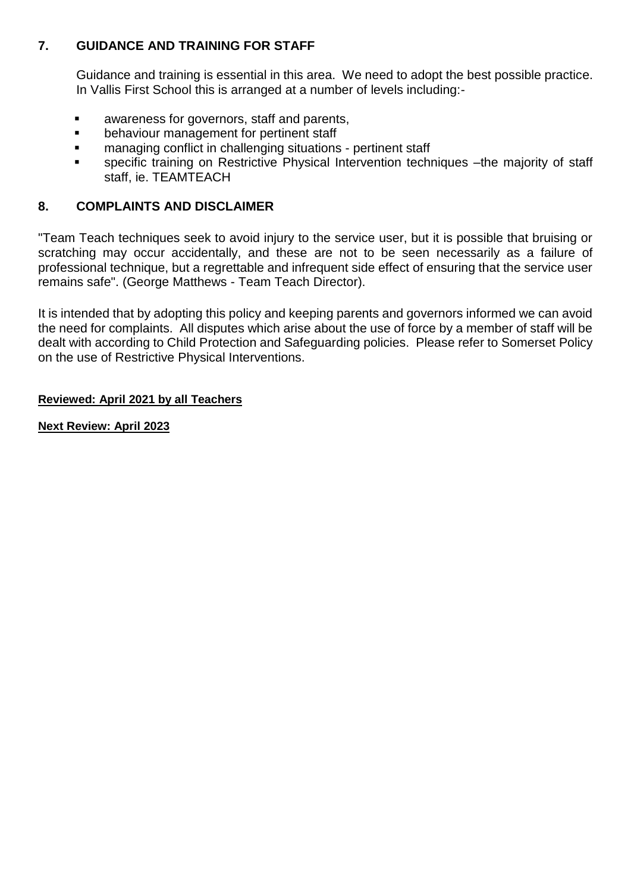## 7. GUIDANCE AND TRAINING FOR STAFF

Guidance and training is essential in this area. We need to adopt the best possible practice. In Vallis First School this is arranged at a number of levels including:-

- awareness for governors, staff and parents,
- behaviour management for pertinent staff
- managing conflict in challenging situations - pertinent staff
- specific training on Restrictive Physical Intervention techniques –the majority of staff staff, ie. TEAMTEACH

## 8. COMPLAINTS AND DISCLAIMER

"Team Teach techniques seek to avoid injury to the service user, but it is possible that bruising or scratching may occur accidentally, and these are not to be seen necessarily as a failure of professional technique, but a regrettable and infrequent side effect of ensuring that the service user remains safe". (George Matthews - Team Teach Director).

It is intended that by adopting this policy and keeping parents and governors informed we can avoid the need for complaints. All disputes which arise about the use of force by a member of staff will be dealt with according to Child Protection and Safeguarding policies. Please refer to Somerset Policy on the use of Restrictive Physical Interventions.

**Reviewed: April 2021 by all Teachers**

**Next Review: April 2023**